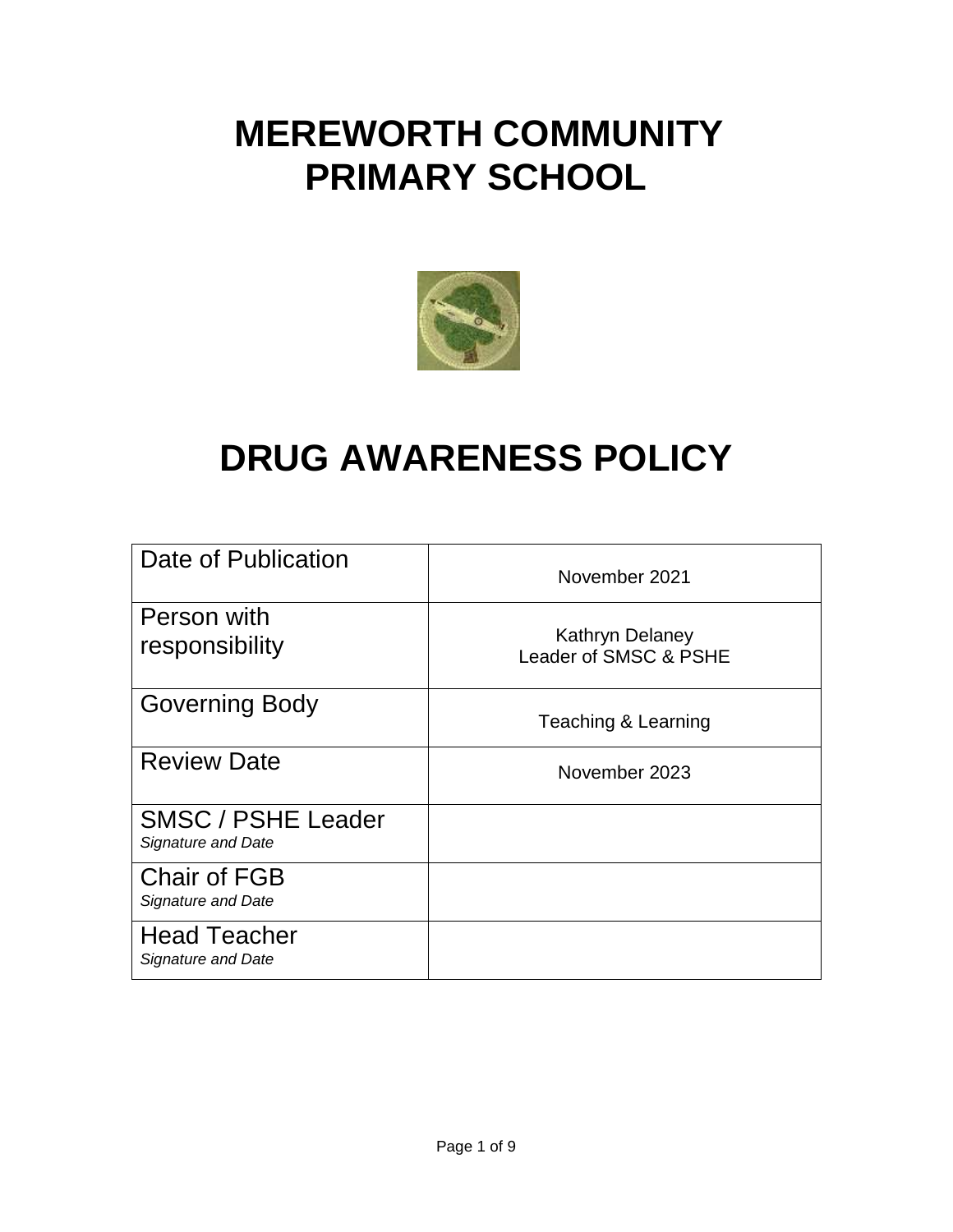# MEREWORTH COMMUNITY PRIMARY SCHOOL

# DRUG AWARENESS POLICY

| | |
|---|---|
| Date of Publication | November 2021 |
| Person with responsibility | Kathryn Delaney<br>Leader of SMSC & PSHE |
| Governing Body | Teaching & Learning |
| Review Date | November 2023 |
| SMSC / PSHE Leader<br>*Signature and Date* | |
| Chair of FGB<br>*Signature and Date* | |
| Head Teacher<br>*Signature and Date* | |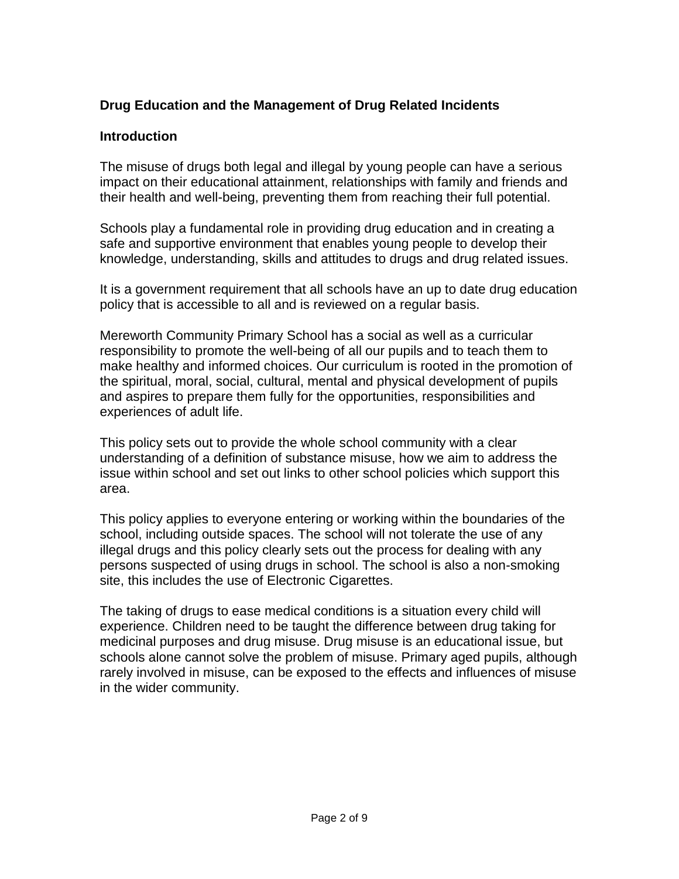## Drug Education and the Management of Drug Related Incidents

### Introduction

The misuse of drugs both legal and illegal by young people can have a serious impact on their educational attainment, relationships with family and friends and their health and well-being, preventing them from reaching their full potential.

Schools play a fundamental role in providing drug education and in creating a safe and supportive environment that enables young people to develop their knowledge, understanding, skills and attitudes to drugs and drug related issues.

It is a government requirement that all schools have an up to date drug education policy that is accessible to all and is reviewed on a regular basis.

Mereworth Community Primary School has a social as well as a curricular responsibility to promote the well-being of all our pupils and to teach them to make healthy and informed choices. Our curriculum is rooted in the promotion of the spiritual, moral, social, cultural, mental and physical development of pupils and aspires to prepare them fully for the opportunities, responsibilities and experiences of adult life.

This policy sets out to provide the whole school community with a clear understanding of a definition of substance misuse, how we aim to address the issue within school and set out links to other school policies which support this area.

This policy applies to everyone entering or working within the boundaries of the school, including outside spaces. The school will not tolerate the use of any illegal drugs and this policy clearly sets out the process for dealing with any persons suspected of using drugs in school. The school is also a non-smoking site, this includes the use of Electronic Cigarettes.

The taking of drugs to ease medical conditions is a situation every child will experience. Children need to be taught the difference between drug taking for medicinal purposes and drug misuse. Drug misuse is an educational issue, but schools alone cannot solve the problem of misuse. Primary aged pupils, although rarely involved in misuse, can be exposed to the effects and influences of misuse in the wider community.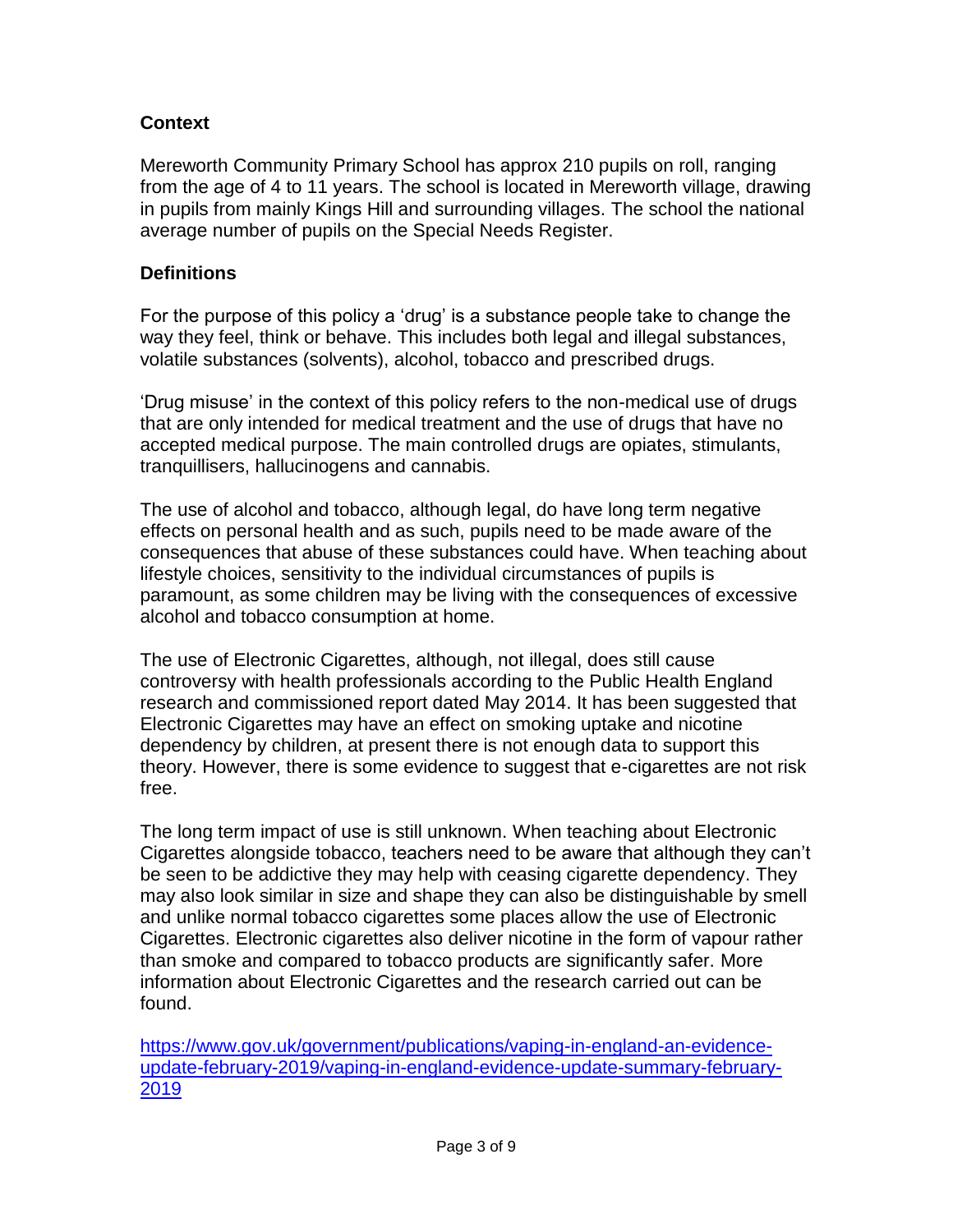## Context

Mereworth Community Primary School has approx 210 pupils on roll, ranging from the age of 4 to 11 years. The school is located in Mereworth village, drawing in pupils from mainly Kings Hill and surrounding villages. The school the national average number of pupils on the Special Needs Register.

## Definitions

For the purpose of this policy a 'drug' is a substance people take to change the way they feel, think or behave. This includes both legal and illegal substances, volatile substances (solvents), alcohol, tobacco and prescribed drugs.

'Drug misuse' in the context of this policy refers to the non-medical use of drugs that are only intended for medical treatment and the use of drugs that have no accepted medical purpose. The main controlled drugs are opiates, stimulants, tranquillisers, hallucinogens and cannabis.

The use of alcohol and tobacco, although legal, do have long term negative effects on personal health and as such, pupils need to be made aware of the consequences that abuse of these substances could have. When teaching about lifestyle choices, sensitivity to the individual circumstances of pupils is paramount, as some children may be living with the consequences of excessive alcohol and tobacco consumption at home.

The use of Electronic Cigarettes, although, not illegal, does still cause controversy with health professionals according to the Public Health England research and commissioned report dated May 2014. It has been suggested that Electronic Cigarettes may have an effect on smoking uptake and nicotine dependency by children, at present there is not enough data to support this theory. However, there is some evidence to suggest that e-cigarettes are not risk free.

The long term impact of use is still unknown. When teaching about Electronic Cigarettes alongside tobacco, teachers need to be aware that although they can't be seen to be addictive they may help with ceasing cigarette dependency. They may also look similar in size and shape they can also be distinguishable by smell and unlike normal tobacco cigarettes some places allow the use of Electronic Cigarettes. Electronic cigarettes also deliver nicotine in the form of vapour rather than smoke and compared to tobacco products are significantly safer. More information about Electronic Cigarettes and the research carried out can be found.

https://www.gov.uk/government/publications/vaping-in-england-an-evidence-update-february-2019/vaping-in-england-evidence-update-summary-february-2019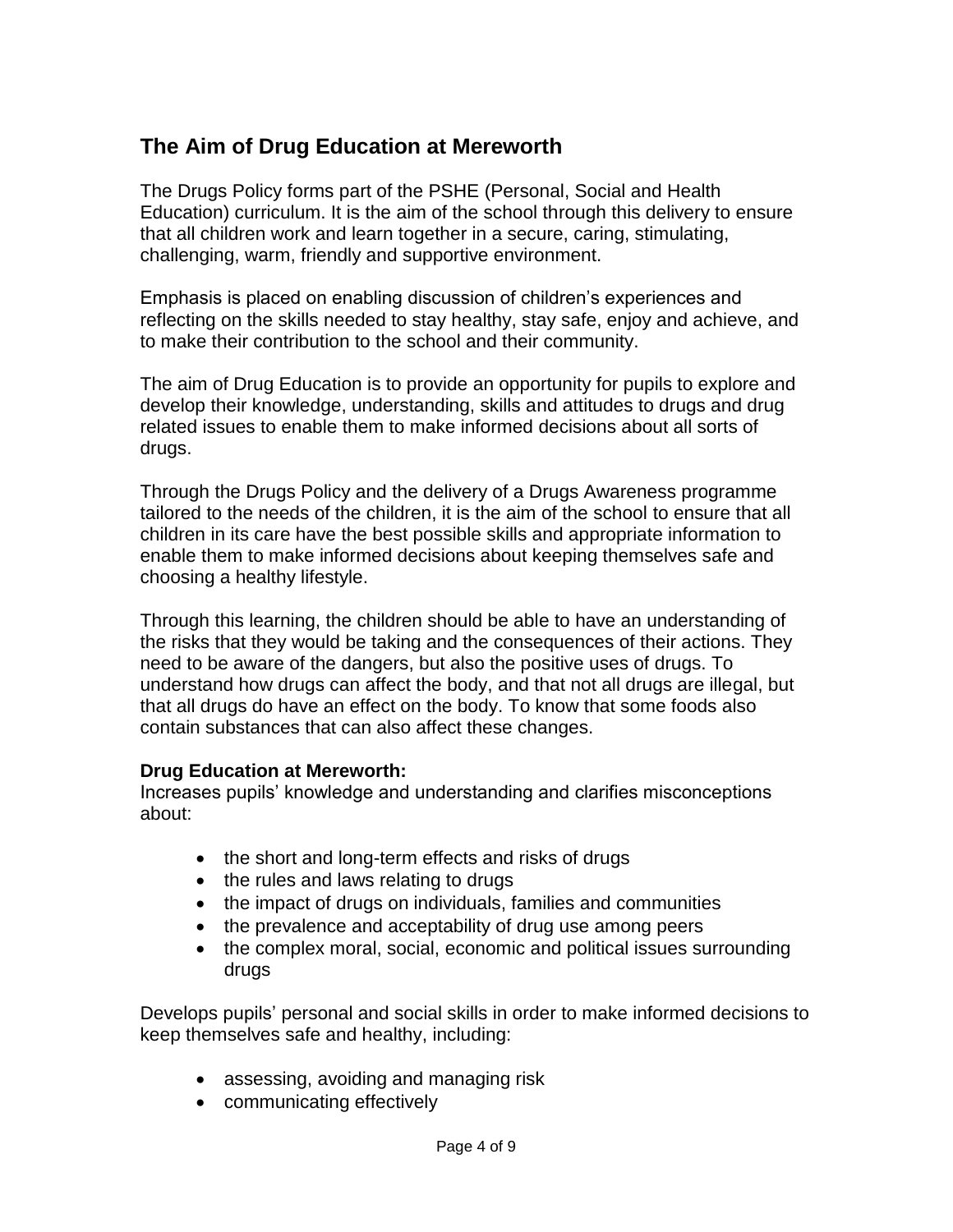## The Aim of Drug Education at Mereworth

The Drugs Policy forms part of the PSHE (Personal, Social and Health Education) curriculum. It is the aim of the school through this delivery to ensure that all children work and learn together in a secure, caring, stimulating, challenging, warm, friendly and supportive environment.

Emphasis is placed on enabling discussion of children's experiences and reflecting on the skills needed to stay healthy, stay safe, enjoy and achieve, and to make their contribution to the school and their community.

The aim of Drug Education is to provide an opportunity for pupils to explore and develop their knowledge, understanding, skills and attitudes to drugs and drug related issues to enable them to make informed decisions about all sorts of drugs.

Through the Drugs Policy and the delivery of a Drugs Awareness programme tailored to the needs of the children, it is the aim of the school to ensure that all children in its care have the best possible skills and appropriate information to enable them to make informed decisions about keeping themselves safe and choosing a healthy lifestyle.

Through this learning, the children should be able to have an understanding of the risks that they would be taking and the consequences of their actions. They need to be aware of the dangers, but also the positive uses of drugs. To understand how drugs can affect the body, and that not all drugs are illegal, but that all drugs do have an effect on the body. To know that some foods also contain substances that can also affect these changes.

**Drug Education at Mereworth:**
Increases pupils' knowledge and understanding and clarifies misconceptions about:

- the short and long-term effects and risks of drugs
- the rules and laws relating to drugs
- the impact of drugs on individuals, families and communities
- the prevalence and acceptability of drug use among peers
- the complex moral, social, economic and political issues surrounding drugs

Develops pupils' personal and social skills in order to make informed decisions to keep themselves safe and healthy, including:

- assessing, avoiding and managing risk
- communicating effectively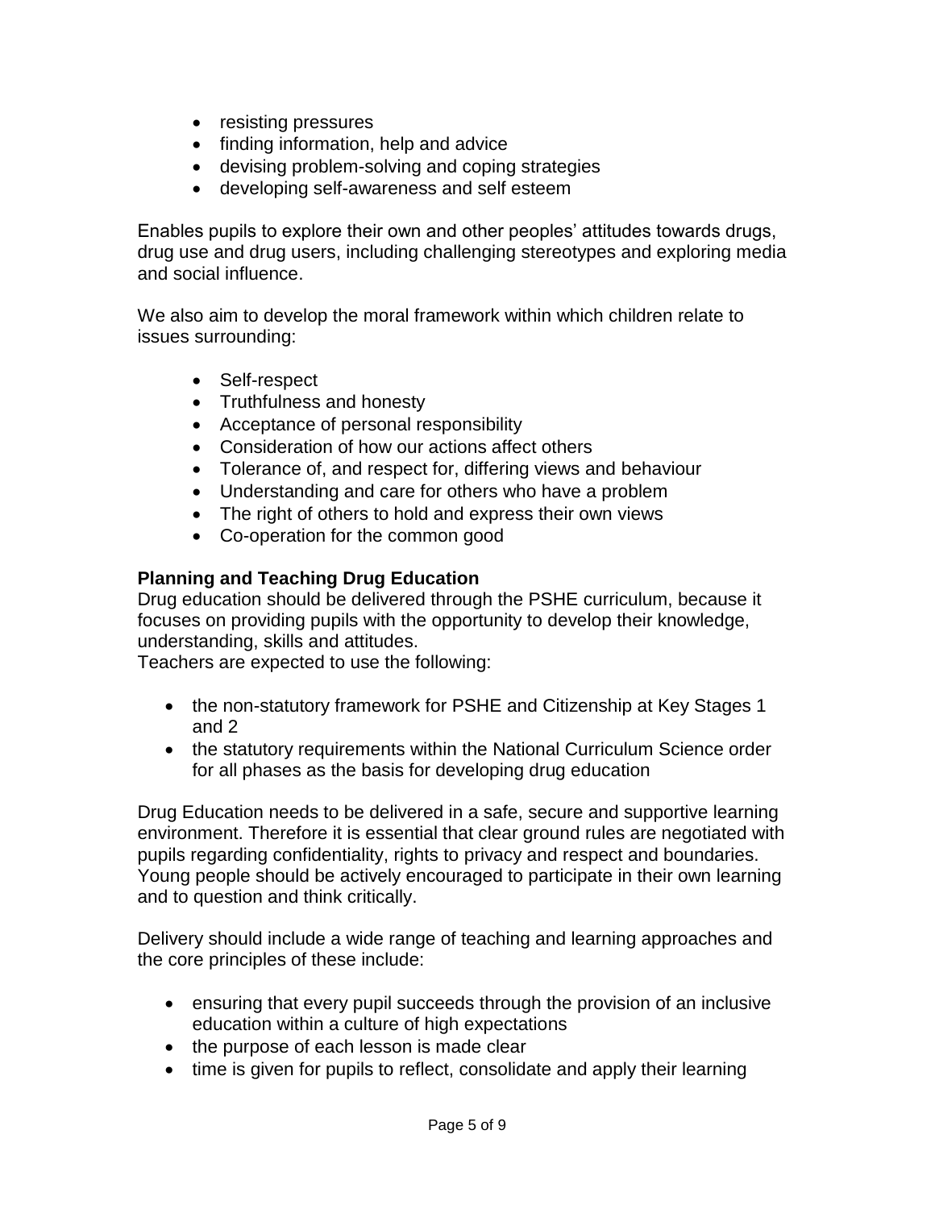- resisting pressures
- finding information, help and advice
- devising problem-solving and coping strategies
- developing self-awareness and self esteem

Enables pupils to explore their own and other peoples' attitudes towards drugs, drug use and drug users, including challenging stereotypes and exploring media and social influence.

We also aim to develop the moral framework within which children relate to issues surrounding:

- Self-respect
- Truthfulness and honesty
- Acceptance of personal responsibility
- Consideration of how our actions affect others
- Tolerance of, and respect for, differing views and behaviour
- Understanding and care for others who have a problem
- The right of others to hold and express their own views
- Co-operation for the common good

**Planning and Teaching Drug Education**

Drug education should be delivered through the PSHE curriculum, because it focuses on providing pupils with the opportunity to develop their knowledge, understanding, skills and attitudes.
Teachers are expected to use the following:

- the non-statutory framework for PSHE and Citizenship at Key Stages 1 and 2
- the statutory requirements within the National Curriculum Science order for all phases as the basis for developing drug education

Drug Education needs to be delivered in a safe, secure and supportive learning environment. Therefore it is essential that clear ground rules are negotiated with pupils regarding confidentiality, rights to privacy and respect and boundaries. Young people should be actively encouraged to participate in their own learning and to question and think critically.

Delivery should include a wide range of teaching and learning approaches and the core principles of these include:

- ensuring that every pupil succeeds through the provision of an inclusive education within a culture of high expectations
- the purpose of each lesson is made clear
- time is given for pupils to reflect, consolidate and apply their learning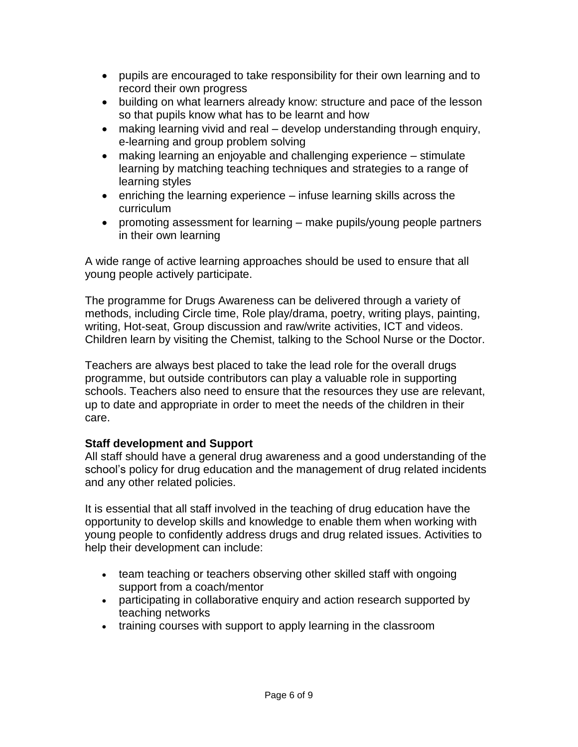- pupils are encouraged to take responsibility for their own learning and to record their own progress
- building on what learners already know: structure and pace of the lesson so that pupils know what has to be learnt and how
- making learning vivid and real – develop understanding through enquiry, e-learning and group problem solving
- making learning an enjoyable and challenging experience – stimulate learning by matching teaching techniques and strategies to a range of learning styles
- enriching the learning experience – infuse learning skills across the curriculum
- promoting assessment for learning – make pupils/young people partners in their own learning

A wide range of active learning approaches should be used to ensure that all young people actively participate.

The programme for Drugs Awareness can be delivered through a variety of methods, including Circle time, Role play/drama, poetry, writing plays, painting, writing, Hot-seat, Group discussion and raw/write activities, ICT and videos. Children learn by visiting the Chemist, talking to the School Nurse or the Doctor.

Teachers are always best placed to take the lead role for the overall drugs programme, but outside contributors can play a valuable role in supporting schools. Teachers also need to ensure that the resources they use are relevant, up to date and appropriate in order to meet the needs of the children in their care.

**Staff development and Support**

All staff should have a general drug awareness and a good understanding of the school's policy for drug education and the management of drug related incidents and any other related policies.

It is essential that all staff involved in the teaching of drug education have the opportunity to develop skills and knowledge to enable them when working with young people to confidently address drugs and drug related issues. Activities to help their development can include:

- team teaching or teachers observing other skilled staff with ongoing support from a coach/mentor
- participating in collaborative enquiry and action research supported by teaching networks
- training courses with support to apply learning in the classroom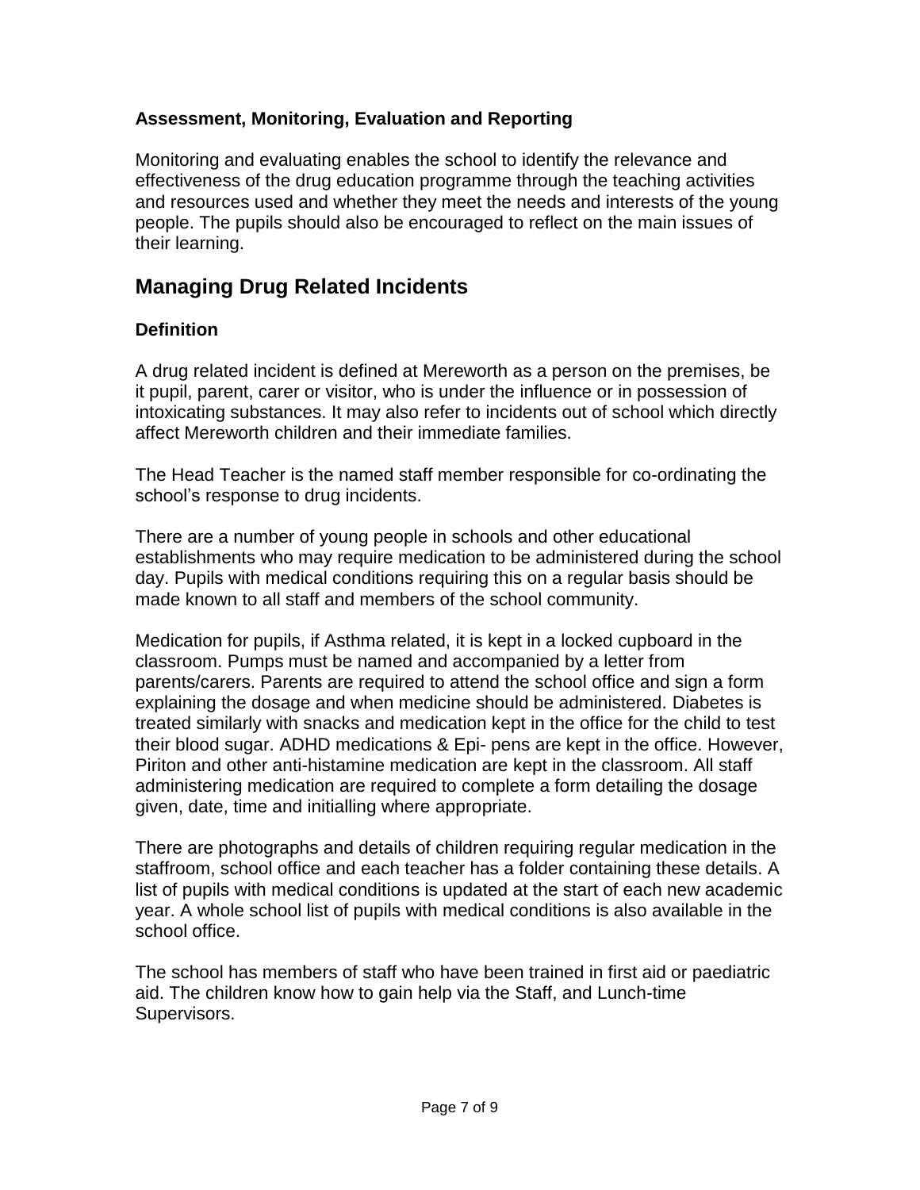### Assessment, Monitoring, Evaluation and Reporting

Monitoring and evaluating enables the school to identify the relevance and effectiveness of the drug education programme through the teaching activities and resources used and whether they meet the needs and interests of the young people. The pupils should also be encouraged to reflect on the main issues of their learning.

## Managing Drug Related Incidents

### Definition

A drug related incident is defined at Mereworth as a person on the premises, be it pupil, parent, carer or visitor, who is under the influence or in possession of intoxicating substances. It may also refer to incidents out of school which directly affect Mereworth children and their immediate families.

The Head Teacher is the named staff member responsible for co-ordinating the school's response to drug incidents.

There are a number of young people in schools and other educational establishments who may require medication to be administered during the school day. Pupils with medical conditions requiring this on a regular basis should be made known to all staff and members of the school community.

Medication for pupils, if Asthma related, it is kept in a locked cupboard in the classroom. Pumps must be named and accompanied by a letter from parents/carers. Parents are required to attend the school office and sign a form explaining the dosage and when medicine should be administered. Diabetes is treated similarly with snacks and medication kept in the office for the child to test their blood sugar. ADHD medications & Epi- pens are kept in the office. However, Piriton and other anti-histamine medication are kept in the classroom. All staff administering medication are required to complete a form detailing the dosage given, date, time and initialling where appropriate.

There are photographs and details of children requiring regular medication in the staffroom, school office and each teacher has a folder containing these details. A list of pupils with medical conditions is updated at the start of each new academic year. A whole school list of pupils with medical conditions is also available in the school office.

The school has members of staff who have been trained in first aid or paediatric aid. The children know how to gain help via the Staff, and Lunch-time Supervisors.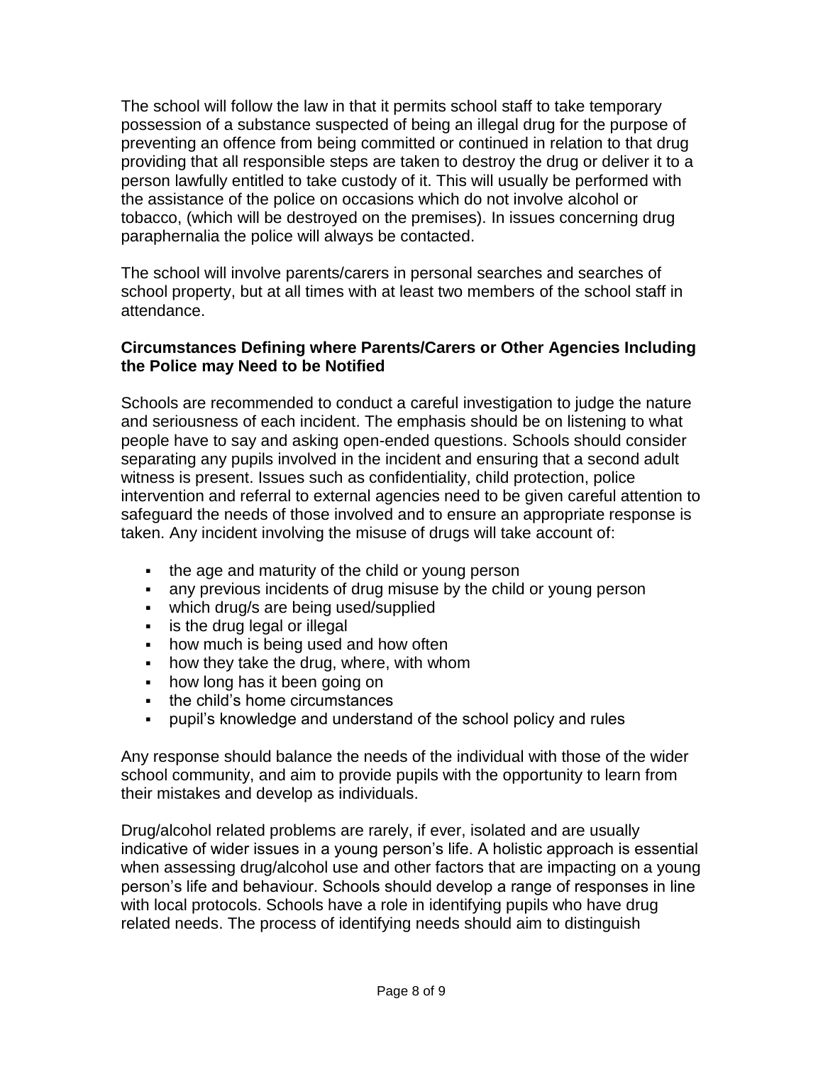The school will follow the law in that it permits school staff to take temporary possession of a substance suspected of being an illegal drug for the purpose of preventing an offence from being committed or continued in relation to that drug providing that all responsible steps are taken to destroy the drug or deliver it to a person lawfully entitled to take custody of it. This will usually be performed with the assistance of the police on occasions which do not involve alcohol or tobacco, (which will be destroyed on the premises). In issues concerning drug paraphernalia the police will always be contacted.

The school will involve parents/carers in personal searches and searches of school property, but at all times with at least two members of the school staff in attendance.

**Circumstances Defining where Parents/Carers or Other Agencies Including the Police may Need to be Notified**

Schools are recommended to conduct a careful investigation to judge the nature and seriousness of each incident. The emphasis should be on listening to what people have to say and asking open-ended questions. Schools should consider separating any pupils involved in the incident and ensuring that a second adult witness is present. Issues such as confidentiality, child protection, police intervention and referral to external agencies need to be given careful attention to safeguard the needs of those involved and to ensure an appropriate response is taken. Any incident involving the misuse of drugs will take account of:

- the age and maturity of the child or young person
- any previous incidents of drug misuse by the child or young person
- which drug/s are being used/supplied
- is the drug legal or illegal
- how much is being used and how often
- how they take the drug, where, with whom
- how long has it been going on
- the child's home circumstances
- pupil's knowledge and understand of the school policy and rules

Any response should balance the needs of the individual with those of the wider school community, and aim to provide pupils with the opportunity to learn from their mistakes and develop as individuals.

Drug/alcohol related problems are rarely, if ever, isolated and are usually indicative of wider issues in a young person's life. A holistic approach is essential when assessing drug/alcohol use and other factors that are impacting on a young person's life and behaviour. Schools should develop a range of responses in line with local protocols. Schools have a role in identifying pupils who have drug related needs. The process of identifying needs should aim to distinguish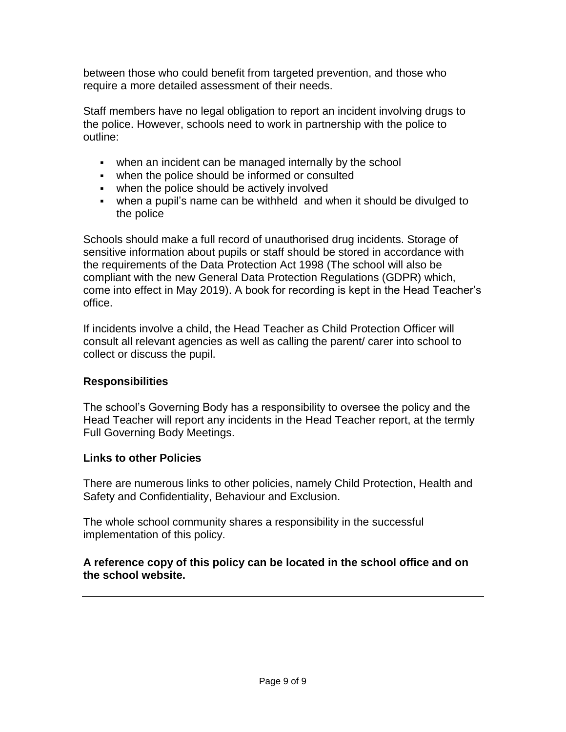between those who could benefit from targeted prevention, and those who require a more detailed assessment of their needs.

Staff members have no legal obligation to report an incident involving drugs to the police. However, schools need to work in partnership with the police to outline:

- when an incident can be managed internally by the school
- when the police should be informed or consulted
- when the police should be actively involved
- when a pupil's name can be withheld  and when it should be divulged to the police

Schools should make a full record of unauthorised drug incidents. Storage of sensitive information about pupils or staff should be stored in accordance with the requirements of the Data Protection Act 1998 (The school will also be compliant with the new General Data Protection Regulations (GDPR) which, come into effect in May 2019). A book for recording is kept in the Head Teacher's office.

If incidents involve a child, the Head Teacher as Child Protection Officer will consult all relevant agencies as well as calling the parent/ carer into school to collect or discuss the pupil.

## Responsibilities

The school's Governing Body has a responsibility to oversee the policy and the Head Teacher will report any incidents in the Head Teacher report, at the termly Full Governing Body Meetings.

## Links to other Policies

There are numerous links to other policies, namely Child Protection, Health and Safety and Confidentiality, Behaviour and Exclusion.

The whole school community shares a responsibility in the successful implementation of this policy.

**A reference copy of this policy can be located in the school office and on the school website.**

---